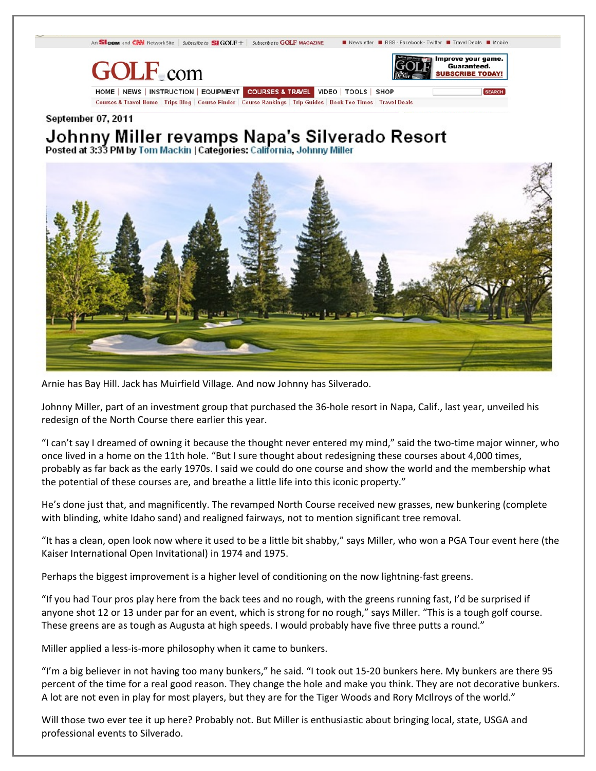September 07, 2011

# Johnny Miller revamps Napa's Silverado Resort

**Posted at 3:33 PM by Tom Mackin | Categories: California, Johnny Miller**

Arnie has Bay Hill. Jack has Muirfield Village. And now Johnny has Silverado.

Johnny Miller, part of an investment group that purchased the 36-hole resort in Napa, Calif., last year, unveiled his redesign of the North Course there earlier this year.

"I can't say I dreamed of owning it because the thought never entered my mind," said the two-time major winner, who once lived in a home on the 11th hole. "But I sure thought about redesigning these courses about 4,000 times, probably as far back as the early 1970s. I said we could do one course and show the world and the membership what the potential of these courses are, and breathe a little life into this iconic property."

He's done just that, and magnificently. The revamped North Course received new grasses, new bunkering (complete with blinding, white Idaho sand) and realigned fairways, not to mention significant tree removal.

"It has a clean, open look now where it used to be a little bit shabby," says Miller, who won a PGA Tour event here (the Kaiser International Open Invitational) in 1974 and 1975.

Perhaps the biggest improvement is a higher level of conditioning on the now lightning-fast greens.

"If you had Tour pros play here from the back tees and no rough, with the greens running fast, I'd be surprised if anyone shot 12 or 13 under par for an event, which is strong for no rough," says Miller. "This is a tough golf course. These greens are as tough as Augusta at high speeds. I would probably have five three putts a round."

Miller applied a less-is-more philosophy when it came to bunkers.

"I'm a big believer in not having too many bunkers," he said. "I took out 15-20 bunkers here. My bunkers are there 95 percent of the time for a real good reason. They change the hole and make you think. They are not decorative bunkers. A lot are not even in play for most players, but they are for the Tiger Woods and Rory McIlroys of the world."

Will those two ever tee it up here? Probably not. But Miller is enthusiastic about bringing local, state, USGA and professional events to Silverado.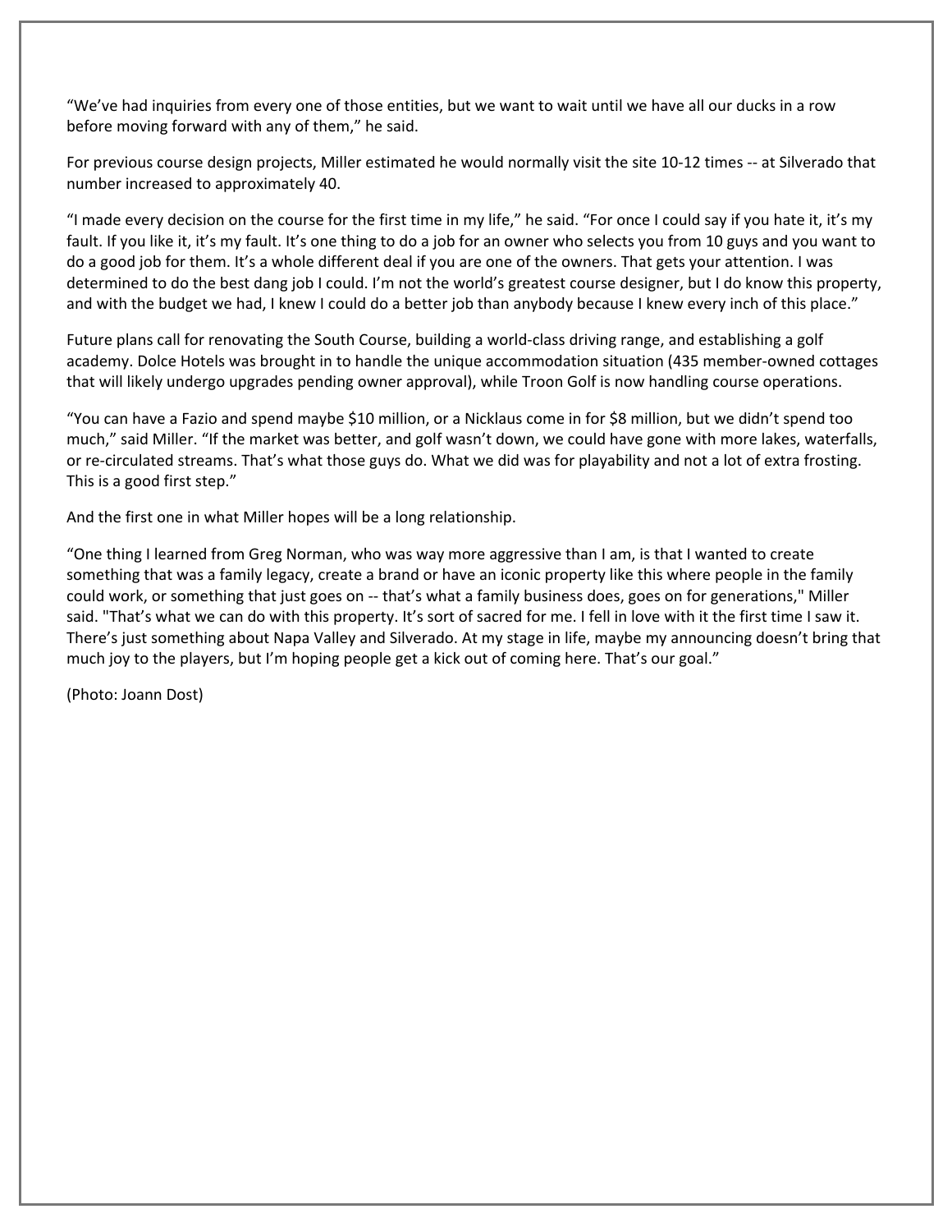"We've had inquiries from every one of those entities, but we want to wait until we have all our ducks in a row before moving forward with any of them," he said.

For previous course design projects, Miller estimated he would normally visit the site 10-12 times -- at Silverado that number increased to approximately 40.

"I made every decision on the course for the first time in my life," he said. "For once I could say if you hate it, it's my fault. If you like it, it's my fault. It's one thing to do a job for an owner who selects you from 10 guys and you want to do a good job for them. It's a whole different deal if you are one of the owners. That gets your attention. I was determined to do the best dang job I could. I'm not the world's greatest course designer, but I do know this property, and with the budget we had, I knew I could do a better job than anybody because I knew every inch of this place."

Future plans call for renovating the South Course, building a world-class driving range, and establishing a golf academy. Dolce Hotels was brought in to handle the unique accommodation situation (435 member-owned cottages that will likely undergo upgrades pending owner approval), while Troon Golf is now handling course operations.

"You can have a Fazio and spend maybe $10 million, or a Nicklaus come in for $8 million, but we didn't spend too much," said Miller. "If the market was better, and golf wasn't down, we could have gone with more lakes, waterfalls, or re-circulated streams. That's what those guys do. What we did was for playability and not a lot of extra frosting. This is a good first step."

And the first one in what Miller hopes will be a long relationship.

"One thing I learned from Greg Norman, who was way more aggressive than I am, is that I wanted to create something that was a family legacy, create a brand or have an iconic property like this where people in the family could work, or something that just goes on -- that's what a family business does, goes on for generations," Miller said. "That's what we can do with this property. It's sort of sacred for me. I fell in love with it the first time I saw it. There's just something about Napa Valley and Silverado. At my stage in life, maybe my announcing doesn't bring that much joy to the players, but I'm hoping people get a kick out of coming here. That's our goal."

(Photo: Joann Dost)